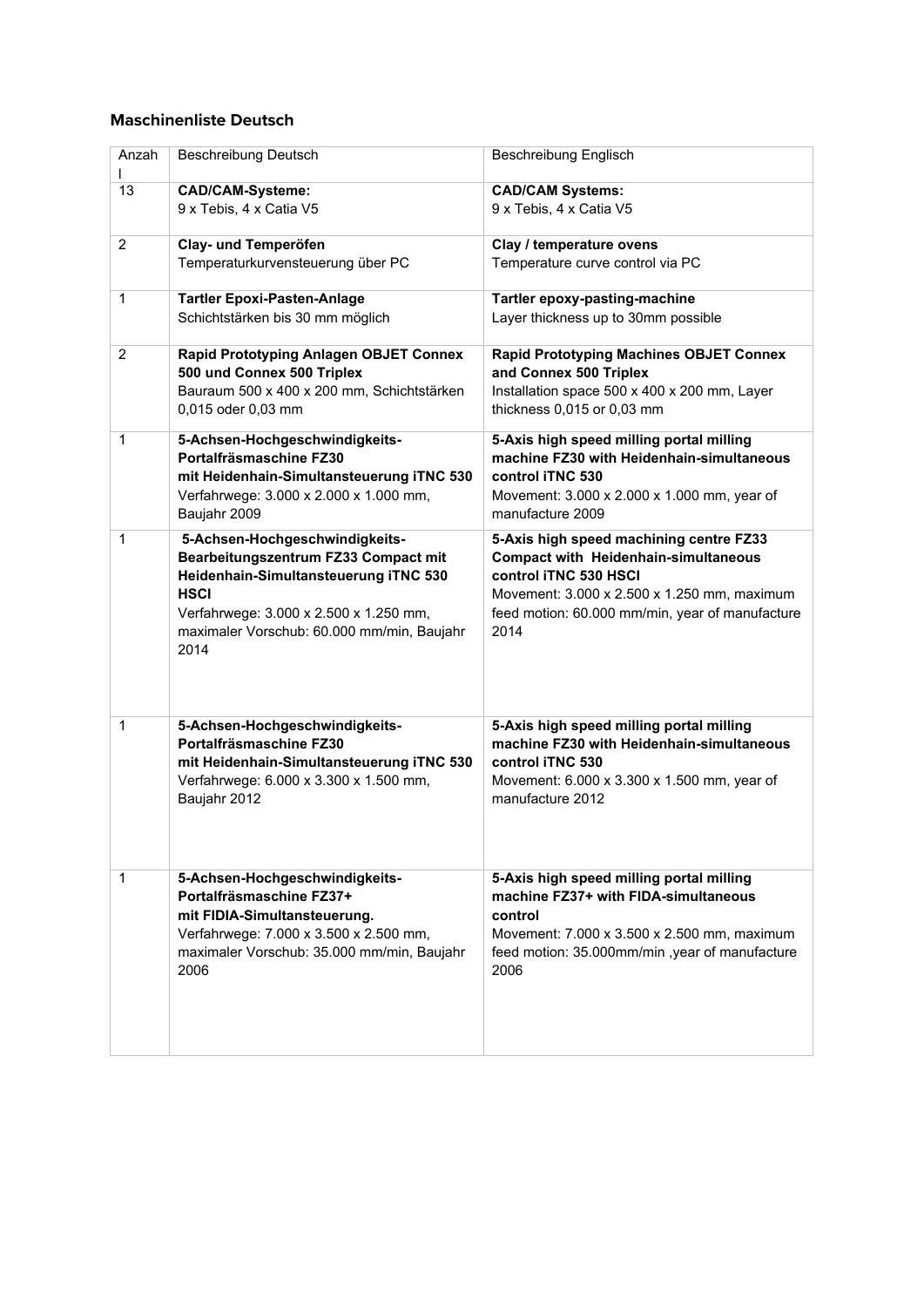### Maschinenliste Deutsch

| Anzahl | Beschreibung Deutsch | Beschreibung Englisch |
|---|---|---|
| 13 | **CAD/CAM-Systeme:**<br>9 x Tebis, 4 x Catia V5 | **CAD/CAM Systems:**<br>9 x Tebis, 4 x Catia V5 |
| 2 | **Clay- und Temperöfen**<br>Temperaturkurvensteuerung über PC | **Clay / temperature ovens**<br>Temperature curve control via PC |
| 1 | **Tartler Epoxi-Pasten-Anlage**<br>Schichtstärken bis 30 mm möglich | **Tartler epoxy-pasting-machine**<br>Layer thickness up to 30mm possible |
| 2 | **Rapid Prototyping Anlagen OBJET Connex 500 und Connex 500 Triplex**<br>Bauraum 500 x 400 x 200 mm, Schichtstärken 0,015 oder 0,03 mm | **Rapid Prototyping Machines OBJET Connex and Connex 500 Triplex**<br>Installation space 500 x 400 x 200 mm, Layer thickness 0,015 or 0,03 mm |
| 1 | **5-Achsen-Hochgeschwindigkeits-Portalfräsmaschine FZ30 mit Heidenhain-Simultansteuerung iTNC 530**<br>Verfahrwege: 3.000 x 2.000 x 1.000 mm, Baujahr 2009 | **5-Axis high speed milling portal milling machine FZ30 with Heidenhain-simultaneous control iTNC 530**<br>Movement: 3.000 x 2.000 x 1.000 mm, year of manufacture 2009 |
| 1 | **5-Achsen-Hochgeschwindigkeits-Bearbeitungszentrum FZ33 Compact mit Heidenhain-Simultansteuerung iTNC 530 HSCI**<br>Verfahrwege: 3.000 x 2.500 x 1.250 mm, maximaler Vorschub: 60.000 mm/min, Baujahr 2014 | **5-Axis high speed machining centre FZ33 Compact with Heidenhain-simultaneous control iTNC 530 HSCI**<br>Movement: 3.000 x 2.500 x 1.250 mm, maximum feed motion: 60.000 mm/min, year of manufacture 2014 |
| 1 | **5-Achsen-Hochgeschwindigkeits-Portalfräsmaschine FZ30 mit Heidenhain-Simultansteuerung iTNC 530**<br>Verfahrwege: 6.000 x 3.300 x 1.500 mm, Baujahr 2012 | **5-Axis high speed milling portal milling machine FZ30 with Heidenhain-simultaneous control iTNC 530**<br>Movement: 6.000 x 3.300 x 1.500 mm, year of manufacture 2012 |
| 1 | **5-Achsen-Hochgeschwindigkeits-Portalfräsmaschine FZ37+ mit FIDIA-Simultansteuerung.**<br>Verfahrwege: 7.000 x 3.500 x 2.500 mm, maximaler Vorschub: 35.000 mm/min, Baujahr 2006 | **5-Axis high speed milling portal milling machine FZ37+ with FIDA-simultaneous control**<br>Movement: 7.000 x 3.500 x 2.500 mm, maximum feed motion: 35.000mm/min ,year of manufacture 2006 |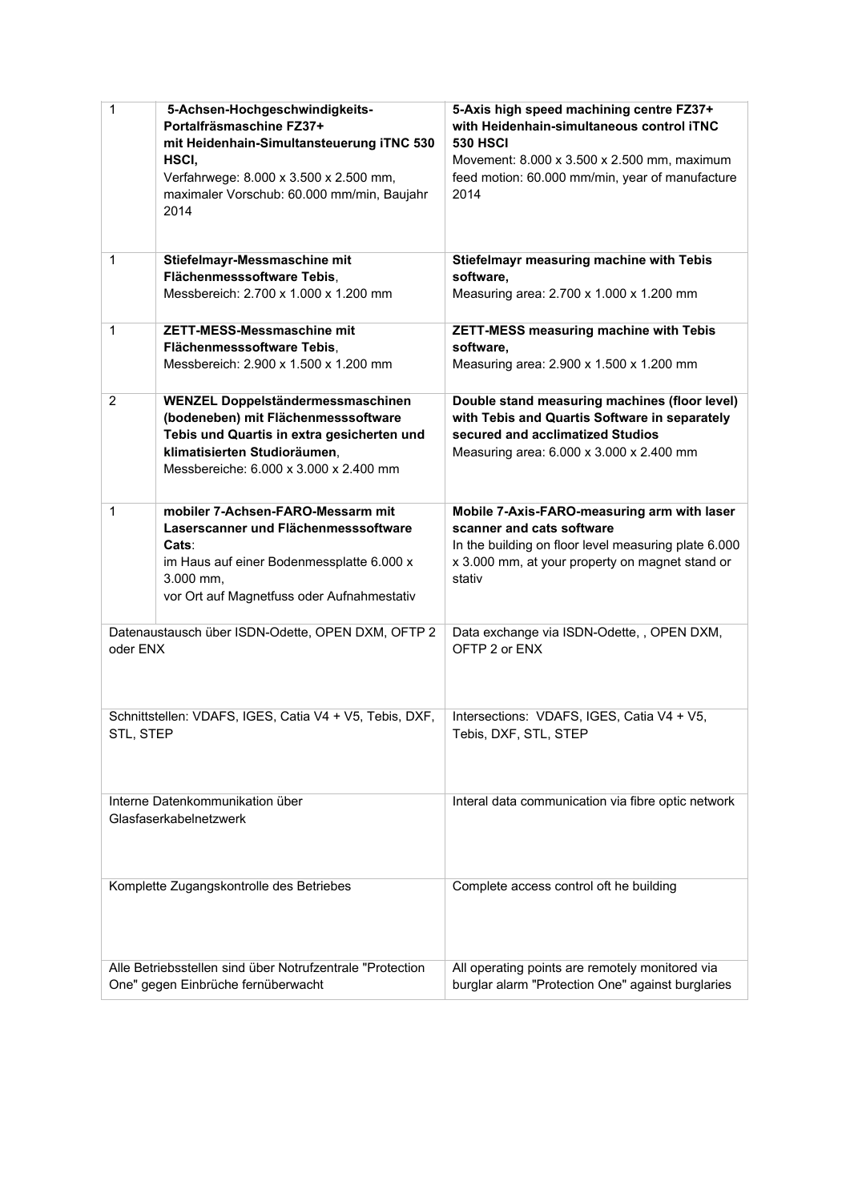| | | |
|---|---|---|
| 1 | **5-Achsen-Hochgeschwindigkeits-Portalfräsmaschine FZ37+ mit Heidenhain-Simultansteuerung iTNC 530 HSCI,** Verfahrwege: 8.000 x 3.500 x 2.500 mm, maximaler Vorschub: 60.000 mm/min, Baujahr 2014 | **5-Axis high speed machining centre FZ37+ with Heidenhain-simultaneous control iTNC 530 HSCI** Movement: 8.000 x 3.500 x 2.500 mm, maximum feed motion: 60.000 mm/min, year of manufacture 2014 |
| 1 | **Stiefelmayr-Messmaschine mit Flächenmesssoftware Tebis**, Messbereich: 2.700 x 1.000 x 1.200 mm | **Stiefelmayr measuring machine with Tebis software,** Measuring area: 2.700 x 1.000 x 1.200 mm |
| 1 | **ZETT-MESS-Messmaschine mit Flächenmesssoftware Tebis**, Messbereich: 2.900 x 1.500 x 1.200 mm | **ZETT-MESS measuring machine with Tebis software,** Measuring area: 2.900 x 1.500 x 1.200 mm |
| 2 | **WENZEL Doppelständermessmaschinen (bodeneben) mit Flächenmesssoftware Tebis und Quartis in extra gesicherten und klimatisierten Studioräumen**, Messbereiche: 6.000 x 3.000 x 2.400 mm | **Double stand measuring machines (floor level) with Tebis and Quartis Software in separately secured and acclimatized Studios** Measuring area: 6.000 x 3.000 x 2.400 mm |
| 1 | **mobiler 7-Achsen-FARO-Messarm mit Laserscanner und Flächenmesssoftware Cats**: im Haus auf einer Bodenmessplatte 6.000 x 3.000 mm, vor Ort auf Magnetfuss oder Aufnahmestativ | **Mobile 7-Axis-FARO-measuring arm with laser scanner and cats software** In the building on floor level measuring plate 6.000 x 3.000 mm, at your property on magnet stand or stativ |
| Datenaustausch über ISDN-Odette, OPEN DXM, OFTP 2 oder ENX | | Data exchange via ISDN-Odette, , OPEN DXM, OFTP 2 or ENX |
| Schnittstellen: VDAFS, IGES, Catia V4 + V5, Tebis, DXF, STL, STEP | | Intersections: VDAFS, IGES, Catia V4 + V5, Tebis, DXF, STL, STEP |
| Interne Datenkommunikation über Glasfaserkabelnetzwerk | | Interal data communication via fibre optic network |
| Komplette Zugangskontrolle des Betriebes | | Complete access control oft he building |
| Alle Betriebsstellen sind über Notrufzentrale "Protection One" gegen Einbrüche fernüberwacht | | All operating points are remotely monitored via burglar alarm "Protection One" against burglaries |